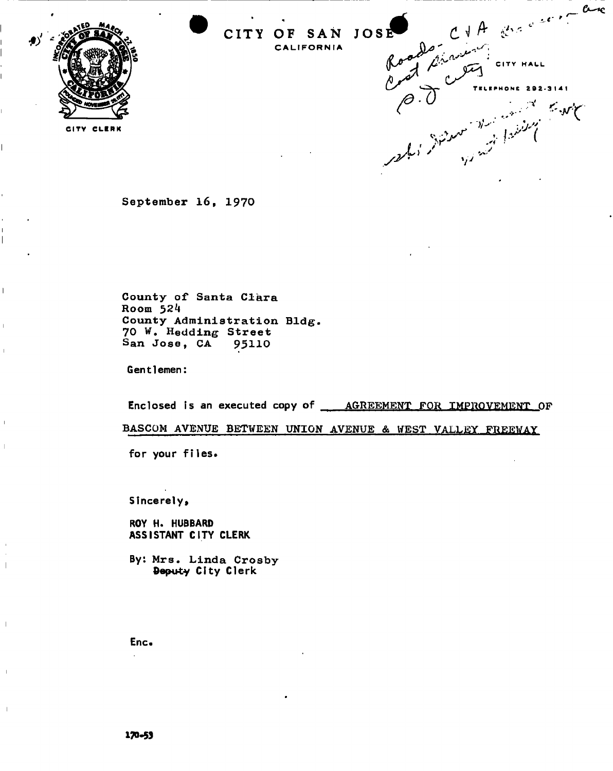CITY OF SAN JOSE

CALIFORNIA

CITY CLERK

CITY HALL

TELEPHONE 292-3141

September 16, 1970

County of Santa Clara
Room 524
County Administration Bldg.
70 W. Hedding Street
San Jose, CA 95110

Gentlemen:

Enclosed is an executed copy of AGREEMENT FOR IMPROVEMENT OF BASCOM AVENUE BETWEEN UNION AVENUE & WEST VALLEY FREEWAY for your files.

Sincerely,

ROY H. HUBBARD
ASSISTANT CITY CLERK

By: Mrs. Linda Crosby
~~Deputy~~ City Clerk

Enc.

170-53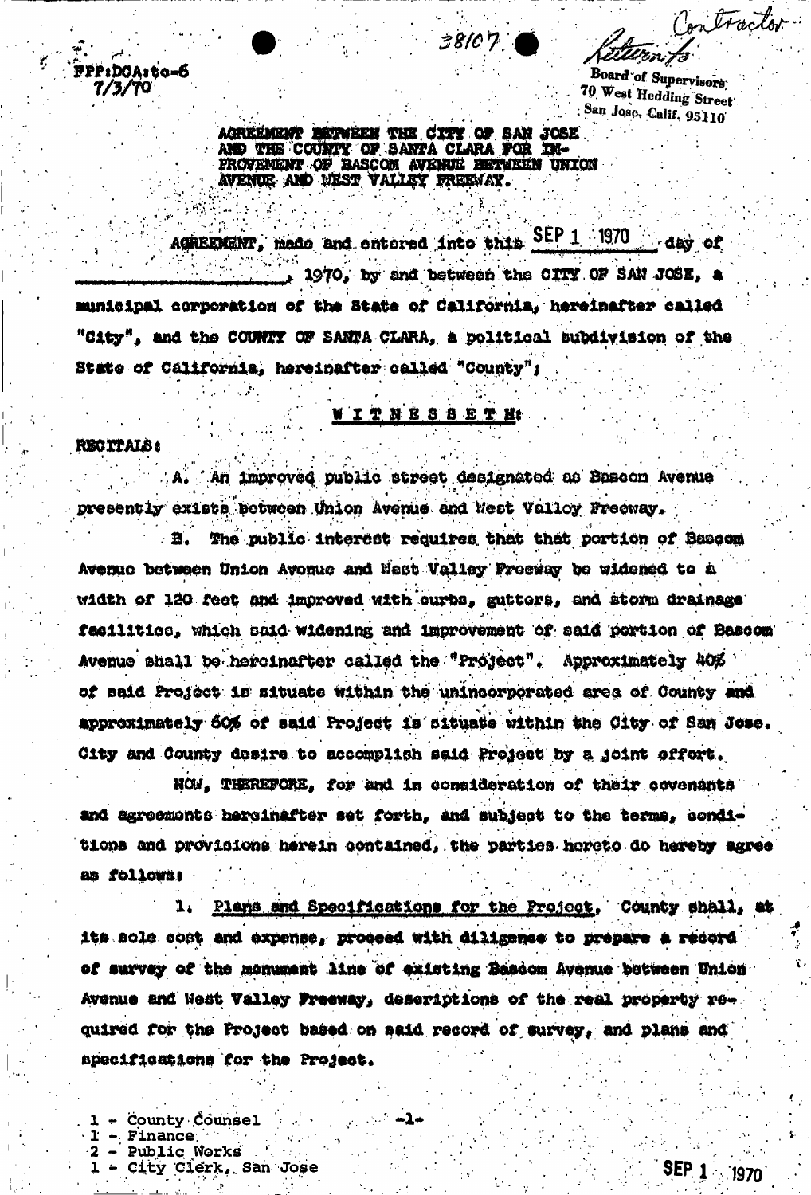FPP:DCA:to-6
7/3/70

38107

Contractor
Return to
Board of Supervisors
70 West Hedding Street
San Jose, Calif. 95110

AGREEMENT BETWEEN THE CITY OF SAN JOSE AND THE COUNTY OF SANTA CLARA FOR IMPROVEMENT OF BASCOM AVENUE BETWEEN UNION AVENUE AND WEST VALLEY FREEWAY.

AGREEMENT, made and entered into this SEP 1 1970 day of \_\_\_\_\_\_\_\_\_\_\_\_\_\_\_\_, 1970, by and between the CITY OF SAN JOSE, a municipal corporation of the State of California, hereinafter called "City", and the COUNTY OF SANTA CLARA, a political subdivision of the State of California, hereinafter called "County";

WITNESSETH:

RECITALS:

A. An improved public street designated as Bascom Avenue presently exists between Union Avenue and West Valley Freeway.

B. The public interest requires that that portion of Bascom Avenue between Union Avenue and West Valley Freeway be widened to a width of 120 feet and improved with curbs, gutters, and storm drainage facilities, which said widening and improvement of said portion of Bascom Avenue shall be hereinafter called the "Project". Approximately 40% of said Project is situate within the unincorporated area of County and approximately 60% of said Project is situate within the City of San Jose. City and County desire to accomplish said Project by a joint effort.

NOW, THEREFORE, for and in consideration of their covenants and agreements hereinafter set forth, and subject to the terms, conditions and provisions herein contained, the parties hereto do hereby agree as follows:

1. Plans and Specifications for the Project. County shall, at its sole cost and expense, proceed with diligence to prepare a record of survey of the monument line of existing Bascom Avenue between Union Avenue and West Valley Freeway, descriptions of the real property required for the Project based on said record of survey, and plans and specifications for the Project.

1 - County Counsel
1 - Finance
2 - Public Works
1 - City Clerk, San Jose

SEP 1 1970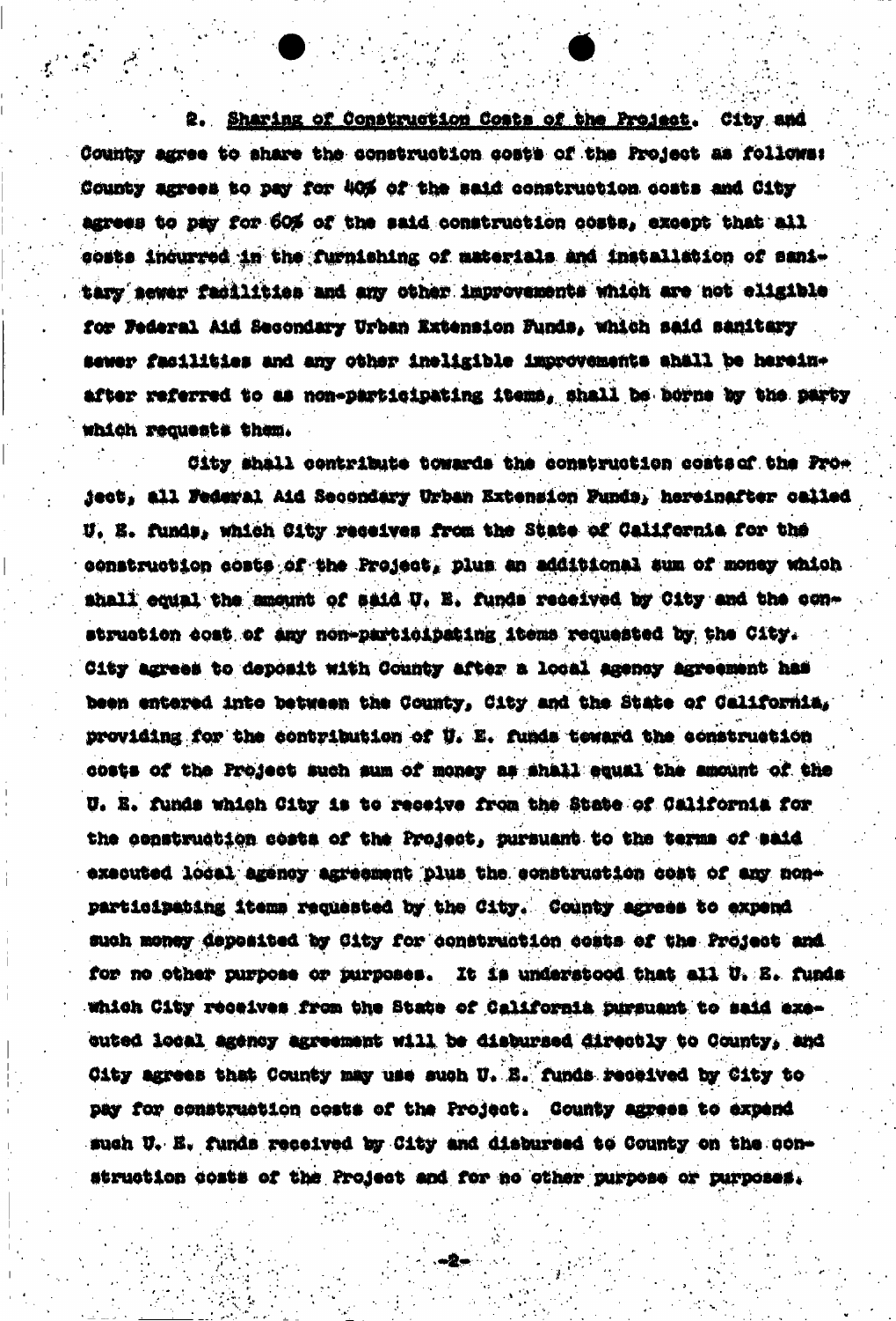2. <u>Sharing of Construction Costs of the Project</u>. City and County agree to share the construction costs of the Project as follows: County agrees to pay for 40% of the said construction costs and City agrees to pay for 60% of the said construction costs, except that all costs incurred in the furnishing of materials and installation of sanitary sewer facilities and any other improvements which are not eligible for Federal Aid Secondary Urban Extension Funds, which said sanitary sewer facilities and any other ineligible improvements shall be hereinafter referred to as non-participating items, shall be borne by the party which requests them.

City shall contribute towards the construction costs of the Project, all Federal Aid Secondary Urban Extension Funds, hereinafter called U. E. funds, which City receives from the State of California for the construction costs of the Project, plus an additional sum of money which shall equal the amount of said U. E. funds received by City and the construction cost of any non-participating items requested by the City. City agrees to deposit with County after a local agency agreement has been entered into between the County, City and the State of California, providing for the contribution of U. E. funds toward the construction costs of the Project such sum of money as shall equal the amount of the U. E. funds which City is to receive from the State of California for the construction costs of the Project, pursuant to the terms of said executed local agency agreement plus the construction cost of any non-participating items requested by the City. County agrees to expend such money deposited by City for construction costs of the Project and for no other purpose or purposes. It is understood that all U. E. funds which City receives from the State of California pursuant to said executed local agency agreement will be disbursed directly to County, and City agrees that County may use such U. E. funds received by City to pay for construction costs of the Project. County agrees to expend such U. E. funds received by City and disbursed to County on the construction costs of the Project and for no other purpose or purposes.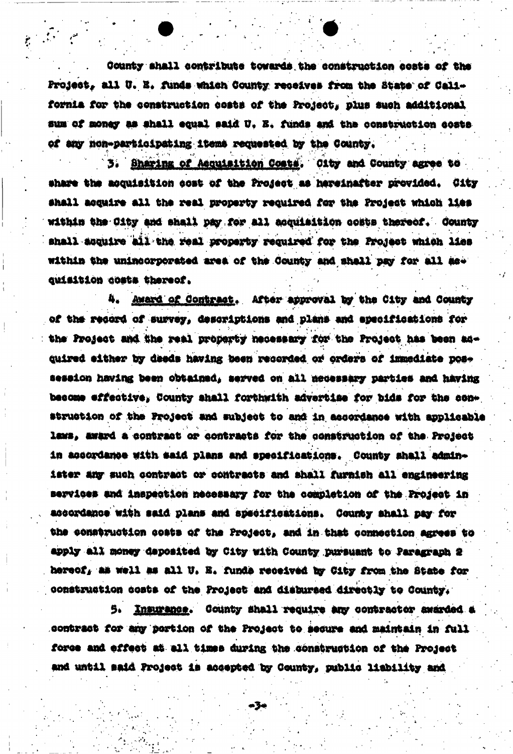County shall contribute towards the construction costs of the Project, all U. E. funds which County receives from the State of California for the construction costs of the Project, plus such additional sum of money as shall equal said U. E. funds and the construction costs of any non-participating items requested by the County.

3. Sharing of Acquisition Costs. City and County agree to share the acquisition cost of the Project as hereinafter provided. City shall acquire all the real property required for the Project which lies within the City and shall pay for all acquisition costs thereof. County shall acquire all the real property required for the Project which lies within the unincorporated area of the County and shall pay for all acquisition costs thereof.

4. Award of Contract. After approval by the City and County of the record of survey, descriptions and plans and specifications for the Project and the real property necessary for the Project has been acquired either by deeds having been recorded or orders of immediate possession having been obtained, served on all necessary parties and having become effective, County shall forthwith advertise for bids for the construction of the Project and subject to and in accordance with applicable laws, award a contract or contracts for the construction of the Project in accordance with said plans and specifications. County shall administer any such contract or contracts and shall furnish all engineering services and inspection necessary for the completion of the Project in accordance with said plans and specifications. County shall pay for the construction costs of the Project, and in that connection agrees to apply all money deposited by City with County pursuant to Paragraph 2 hereof, as well as all U. E. funds received by City from the State for construction costs of the Project and disbursed directly to County.

5. Insurance. County shall require any contractor awarded a contract for any portion of the Project to secure and maintain in full force and effect at all times during the construction of the Project and until said Project is accepted by County, public liability and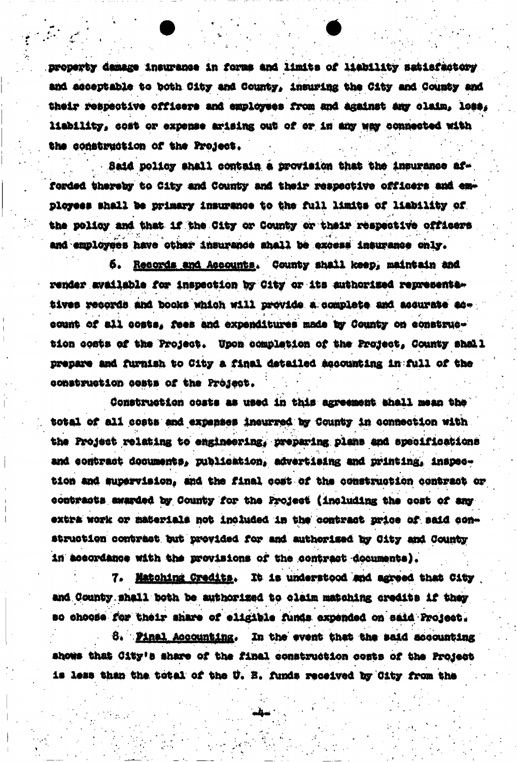property damage insurance in forms and limits of liability satisfactory and acceptable to both City and County, insuring the City and County and their respective officers and employees from and against any claim, loss, liability, cost or expense arising out of or in any way connected with the construction of the Project.

Said policy shall contain a provision that the insurance afforded thereby to City and County and their respective officers and employees shall be primary insurance to the full limits of liability of the policy and that if the City or County or their respective officers and employees have other insurance shall be excess insurance only.

6. Records and Accounts. County shall keep, maintain and render available for inspection by City or its authorized representatives records and books which will provide a complete and accurate account of all costs, fees and expenditures made by County on construction costs of the Project. Upon completion of the Project, County shall prepare and furnish to City a final detailed accounting in full of the construction costs of the Project.

Construction costs as used in this agreement shall mean the total of all costs and expenses incurred by County in connection with the Project relating to engineering, preparing plans and specifications and contract documents, publication, advertising and printing, inspection and supervision, and the final cost of the construction contract or contracts awarded by County for the Project (including the cost of any extra work or materials not included in the contract price of said construction contract but provided for and authorized by City and County in accordance with the provisions of the contract documents).

7. Matching Credits. It is understood and agreed that City and County shall both be authorized to claim matching credits if they so choose for their share of eligible funds expended on said Project.

8. Final Accounting. In the event that the said accounting shows that City's share of the final construction costs of the Project is less than the total of the U. S. funds received by City from the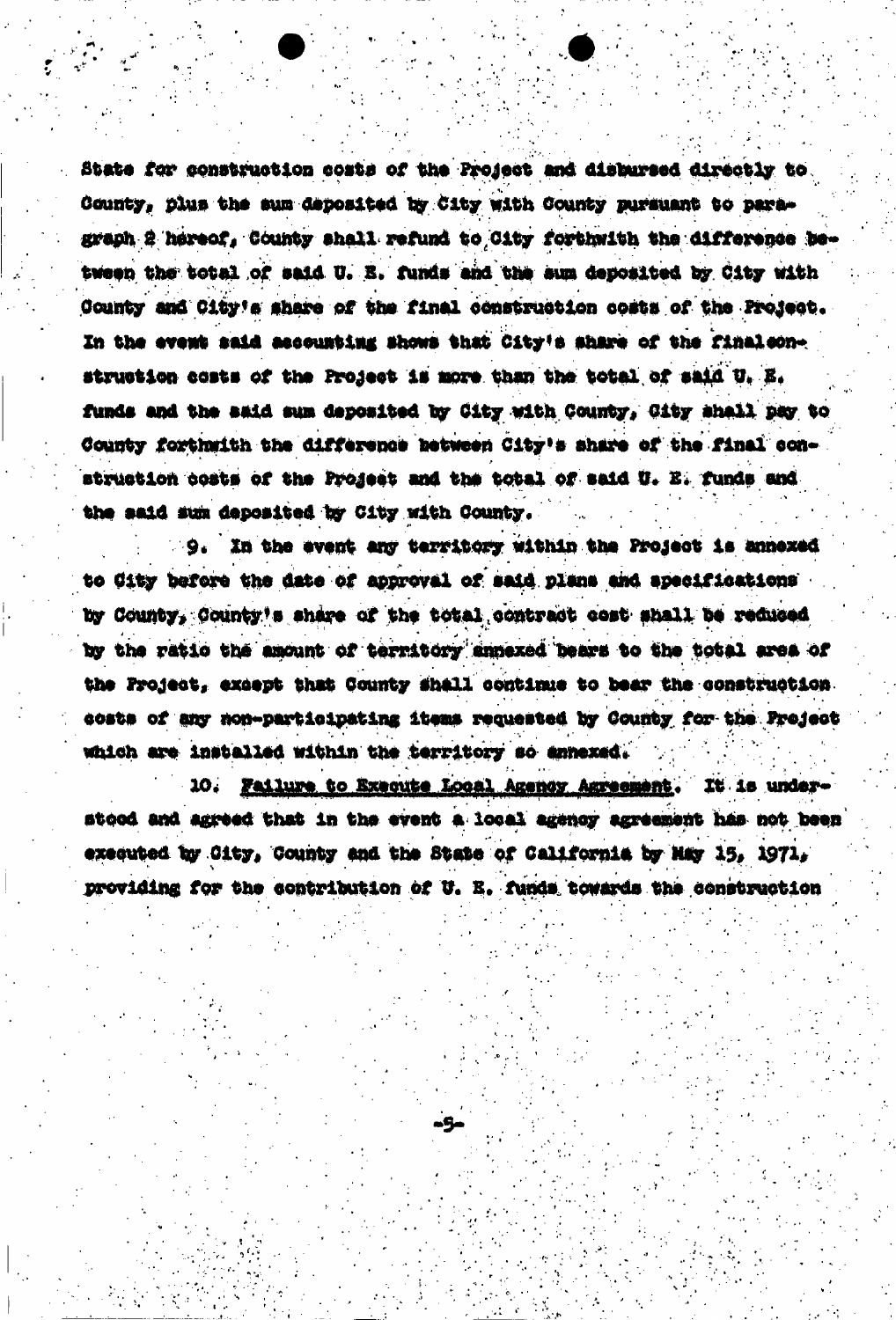State for construction costs of the Project and disbursed directly to County, plus the sum deposited by City with County pursuant to paragraph 2 hereof, County shall refund to City forthwith the difference between the total of said U. E. funds and the sum deposited by City with County and City's share of the final construction costs of the Project. In the event said accounting shows that City's share of the final construction costs of the Project is more than the total of said U. E. funds and the said sum deposited by City with County, City shall pay to County forthwith the difference between City's share of the final construction costs of the Project and the total of said U. E. funds and the said sum deposited by City with County.

9. In the event any territory within the Project is annexed to City before the date of approval of said plans and specifications by County, County's share of the total contract cost shall be reduced by the ratio the amount of territory annexed bears to the total area of the Project, except that County shall continue to bear the construction costs of any non-participating items requested by County for the Project which are installed within the territory so annexed.

10. Failure to Execute Local Agency Agreement. It is understood and agreed that in the event a local agency agreement has not been executed by City, County and the State of California by May 15, 1971, providing for the contribution of U. E. funds towards the construction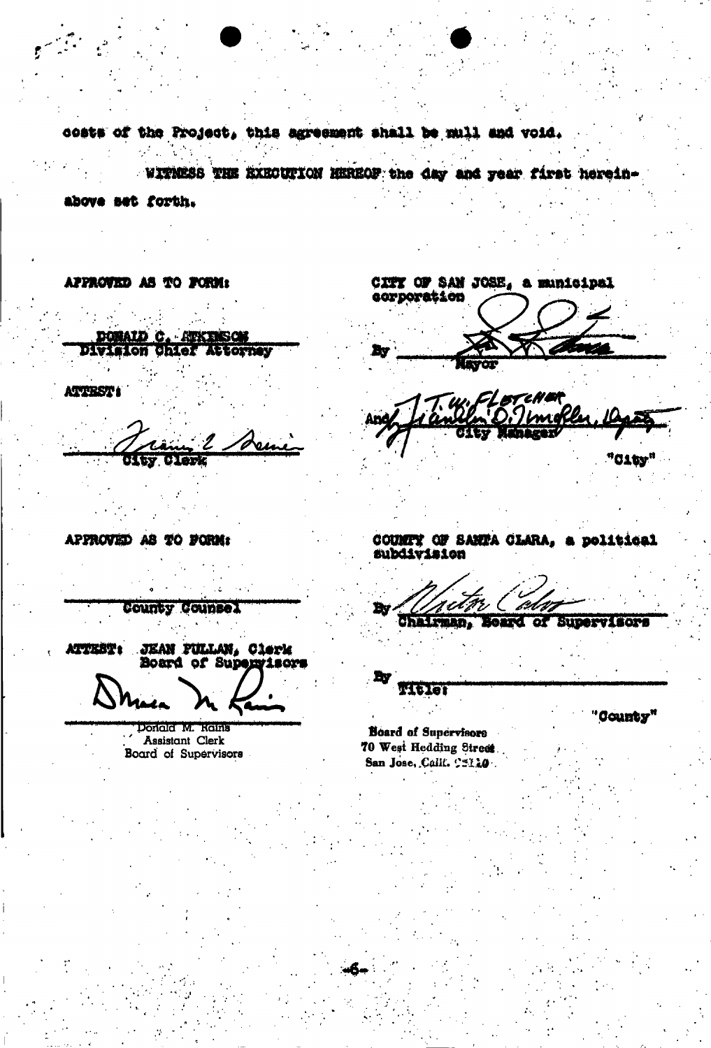costs of the Project, this agreement shall be null and void.

WITNESS THE EXECUTION HEREOF the day and year first hereinabove set forth.

APPROVED AS TO FORM:

DONALD C. ATKINSON
Division Chief Attorney

ATTEST:

City Clerk

CITY OF SAN JOSE, a municipal corporation

By
Mayor

And T. W. FLETCHER
City Manager

"City"

APPROVED AS TO FORM:

County Counsel

ATTEST: JEAN PULLAN, Clerk
Board of Supervisors

Donald M. Rains
Assistant Clerk
Board of Supervisors

COUNTY OF SANTA CLARA, a political subdivision

By
Chairman, Board of Supervisors

By
Title:

"County"

Board of Supervisors
70 West Hedding Street
San Jose, Calif. 95110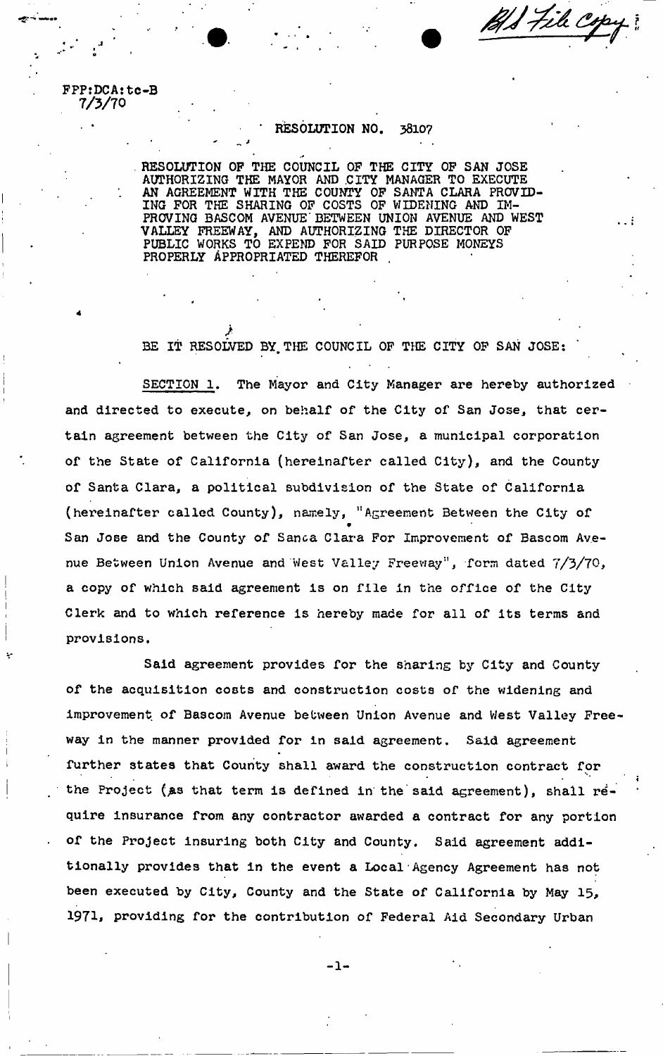BJ File Copy

FPP:DCA:tc-B
7/3/70

RESOLUTION NO. 38107

RESOLUTION OF THE COUNCIL OF THE CITY OF SAN JOSE AUTHORIZING THE MAYOR AND CITY MANAGER TO EXECUTE AN AGREEMENT WITH THE COUNTY OF SANTA CLARA PROVIDING FOR THE SHARING OF COSTS OF WIDENING AND IMPROVING BASCOM AVENUE BETWEEN UNION AVENUE AND WEST VALLEY FREEWAY, AND AUTHORIZING THE DIRECTOR OF PUBLIC WORKS TO EXPEND FOR SAID PURPOSE MONEYS PROPERLY APPROPRIATED THEREFOR

BE IT RESOLVED BY THE COUNCIL OF THE CITY OF SAN JOSE:

SECTION 1. The Mayor and City Manager are hereby authorized and directed to execute, on behalf of the City of San Jose, that certain agreement between the City of San Jose, a municipal corporation of the State of California (hereinafter called City), and the County of Santa Clara, a political subdivision of the State of California (hereinafter called County), namely, "Agreement Between the City of San Jose and the County of Santa Clara For Improvement of Bascom Avenue Between Union Avenue and West Valley Freeway", form dated 7/3/70, a copy of which said agreement is on file in the office of the City Clerk and to which reference is hereby made for all of its terms and provisions.

Said agreement provides for the sharing by City and County of the acquisition costs and construction costs of the widening and improvement of Bascom Avenue between Union Avenue and West Valley Freeway in the manner provided for in said agreement. Said agreement further states that County shall award the construction contract for the Project (as that term is defined in the said agreement), shall require insurance from any contractor awarded a contract for any portion of the Project insuring both City and County. Said agreement additionally provides that in the event a Local Agency Agreement has not been executed by City, County and the State of California by May 15, 1971, providing for the contribution of Federal Aid Secondary Urban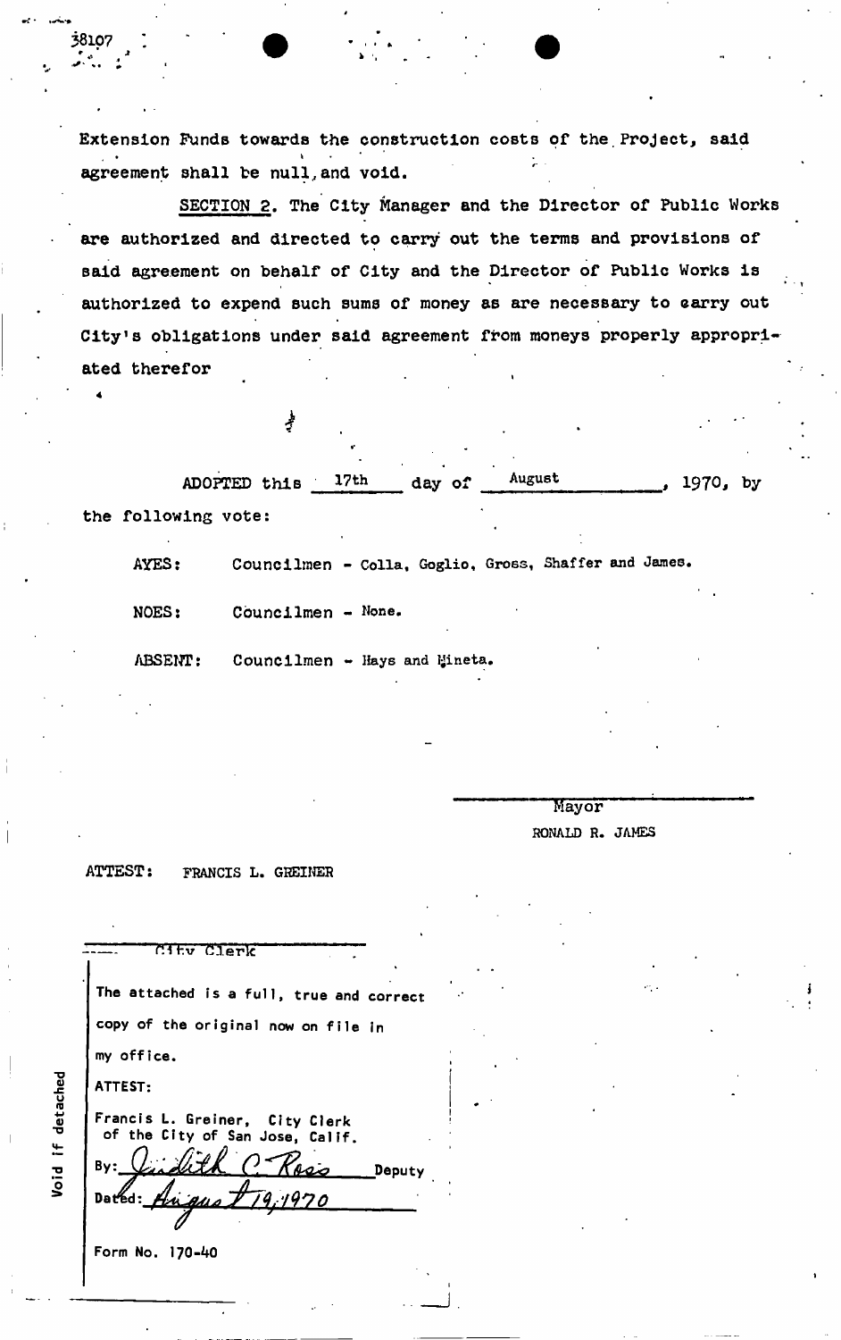38107

Extension Funds towards the construction costs of the Project, said agreement shall be null and void.

SECTION 2. The City Manager and the Director of Public Works are authorized and directed to carry out the terms and provisions of said agreement on behalf of City and the Director of Public Works is authorized to expend such sums of money as are necessary to carry out City's obligations under said agreement from moneys properly appropriated therefor

ADOPTED this 17th day of August, 1970, by the following vote:

AYES: Councilmen - Colla, Goglio, Gross, Shaffer and James.

NOES: Councilmen - None.

ABSENT: Councilmen - Hays and Mineta.

Mayor
RONALD R. JAMES

ATTEST: FRANCIS L. GREINER

City Clerk

The attached is a full, true and correct copy of the original now on file in my office.

ATTEST:

Francis L. Greiner, City Clerk of the City of San Jose, Calif.

By: Judith C. Ross Deputy

Dated: August 19, 1970

Form No. 170-40

Void if detached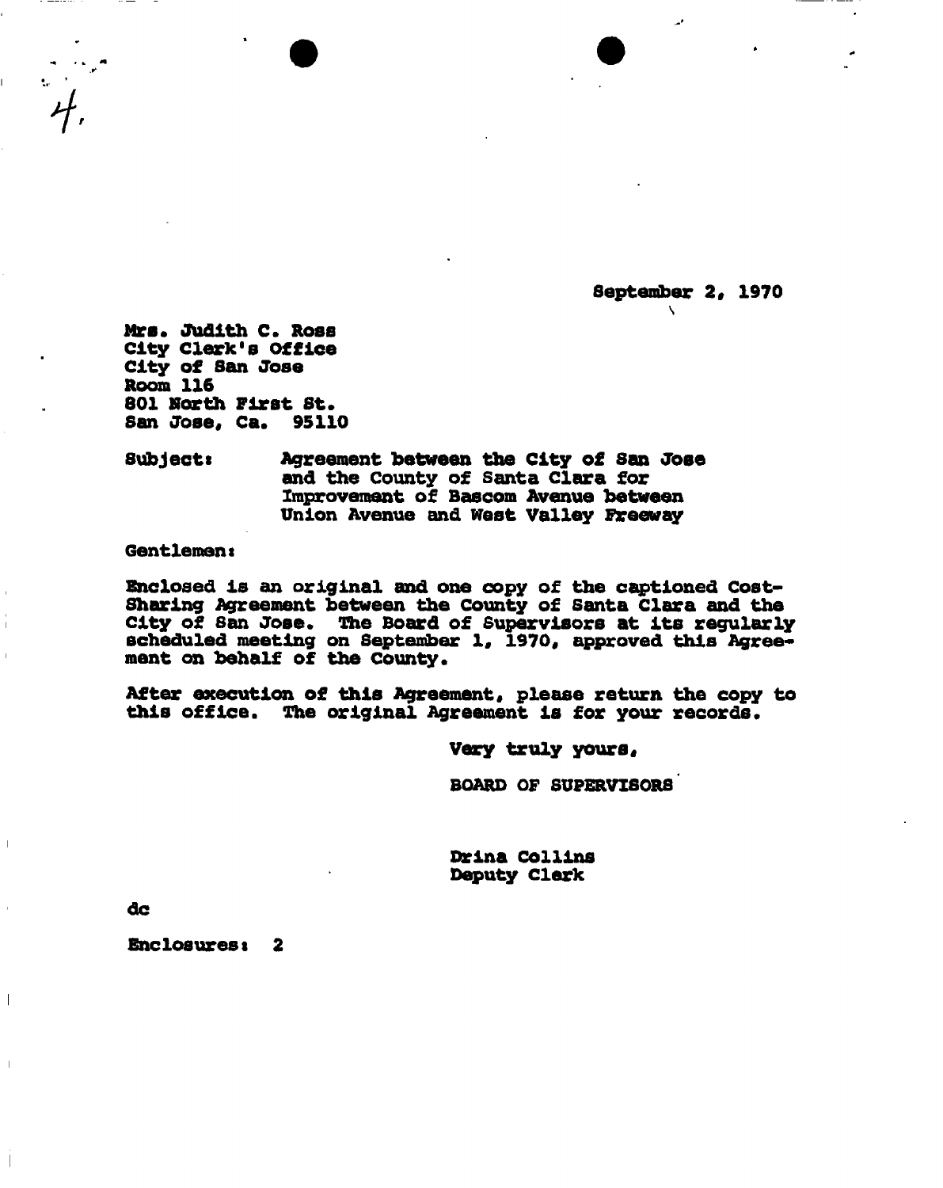4.

September 2, 1970

Mrs. Judith C. Ross
City Clerk's Office
City of San Jose
Room 116
801 North First St.
San Jose, Ca. 95110

Subject: Agreement between the City of San Jose and the County of Santa Clara for Improvement of Bascom Avenue between Union Avenue and West Valley Freeway

Gentlemen:

Enclosed is an original and one copy of the captioned Cost-Sharing Agreement between the County of Santa Clara and the City of San Jose. The Board of Supervisors at its regularly scheduled meeting on September 1, 1970, approved this Agreement on behalf of the County.

After execution of this Agreement, please return the copy to this office. The original Agreement is for your records.

Very truly yours,

BOARD OF SUPERVISORS

Drina Collins
Deputy Clerk

dc

Enclosures: 2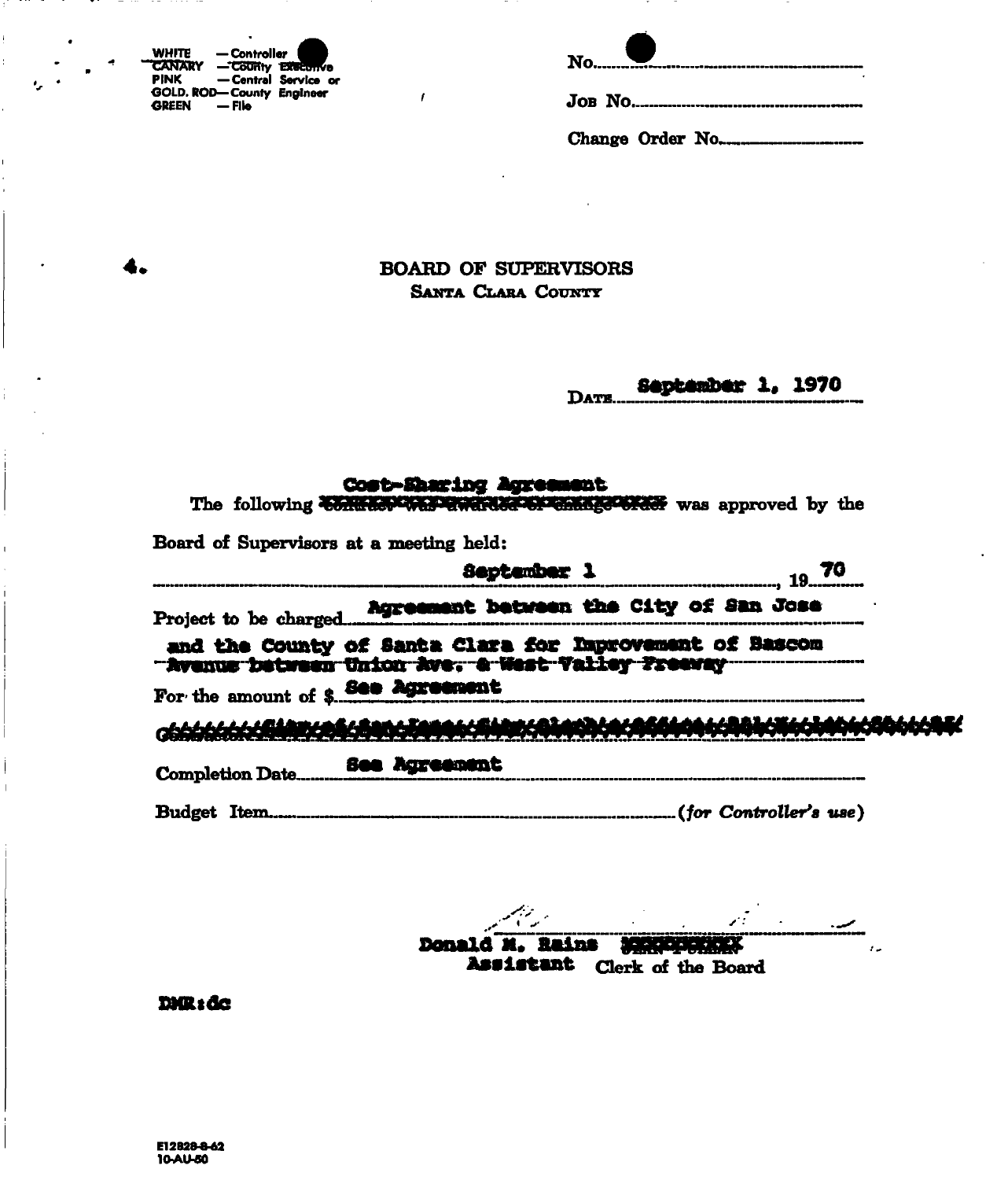WHITE — Controller
~~CANARY — County Executive~~
PINK — Central Service or
GOLD. ROD— County Engineer
GREEN — File

No.

Job No.

Change Order No.

4.

# BOARD OF SUPERVISORS

## Santa Clara County

Date **September 1, 1970**

The following **Cost-Sharing Agreement** ~~contract was awarded or change order~~ was approved by the Board of Supervisors at a meeting held:

**September 1**, 19**70**

Project to be charged **Agreement between the City of San Jose and the County of Santa Clara for Improvement of Bascom ~~Avenue between Union Ave. & West Valley Freeway~~**

For the amount of $ **See Agreement**

~~Contractor~~

Completion Date **See Agreement**

Budget Item (*for Controller's use*)

**Donald M. Rains** ~~XXXXXXXXX~~
**Assistant** Clerk of the Board

**DMR:dc**

E12828-8-62
10-AU-50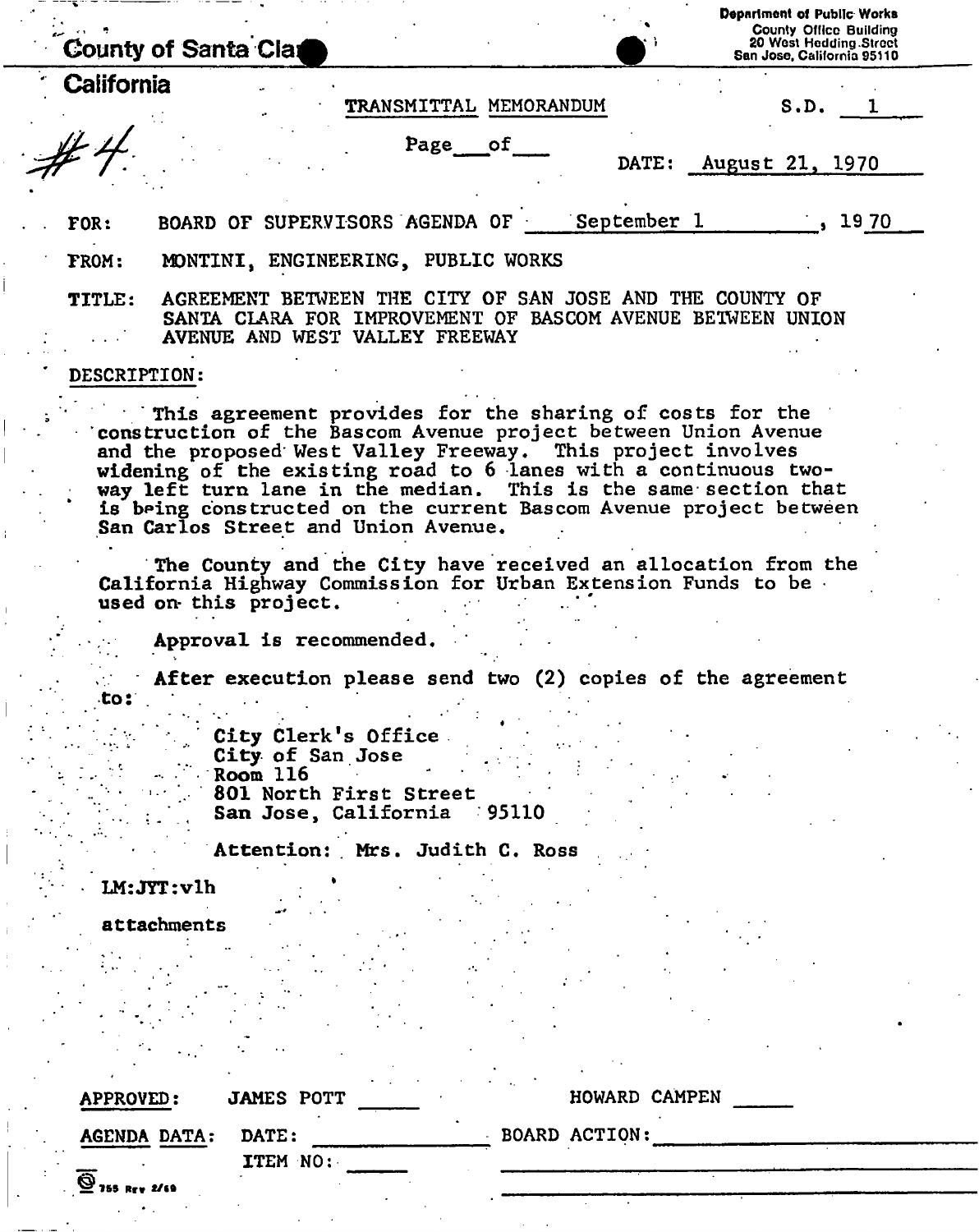County of Santa Clara
California

Department of Public Works
County Office Building
20 West Hedding Street
San Jose, California 95110

#4

TRANSMITTAL MEMORANDUM

S.D. 1

Page \_\_\_ of \_\_\_

DATE: August 21, 1970

FOR: BOARD OF SUPERVISORS AGENDA OF September 1, 1970

FROM: MONTINI, ENGINEERING, PUBLIC WORKS

TITLE: AGREEMENT BETWEEN THE CITY OF SAN JOSE AND THE COUNTY OF SANTA CLARA FOR IMPROVEMENT OF BASCOM AVENUE BETWEEN UNION AVENUE AND WEST VALLEY FREEWAY

DESCRIPTION:

This agreement provides for the sharing of costs for the construction of the Bascom Avenue project between Union Avenue and the proposed West Valley Freeway. This project involves widening of the existing road to 6 lanes with a continuous two-way left turn lane in the median. This is the same section that is being constructed on the current Bascom Avenue project between San Carlos Street and Union Avenue.

The County and the City have received an allocation from the California Highway Commission for Urban Extension Funds to be used on this project.

Approval is recommended.

After execution please send two (2) copies of the agreement to:

City Clerk's Office
City of San Jose
Room 116
801 North First Street
San Jose, California 95110

Attention: Mrs. Judith C. Ross

LM:JYT:vlh

attachments

APPROVED: JAMES POTT \_\_\_\_\_ HOWARD CAMPEN \_\_\_\_\_

AGENDA DATA: DATE: \_\_\_\_\_\_\_\_ BOARD ACTION: \_\_\_\_\_\_\_\_

ITEM NO: \_\_\_\_\_

755 Rev 2/69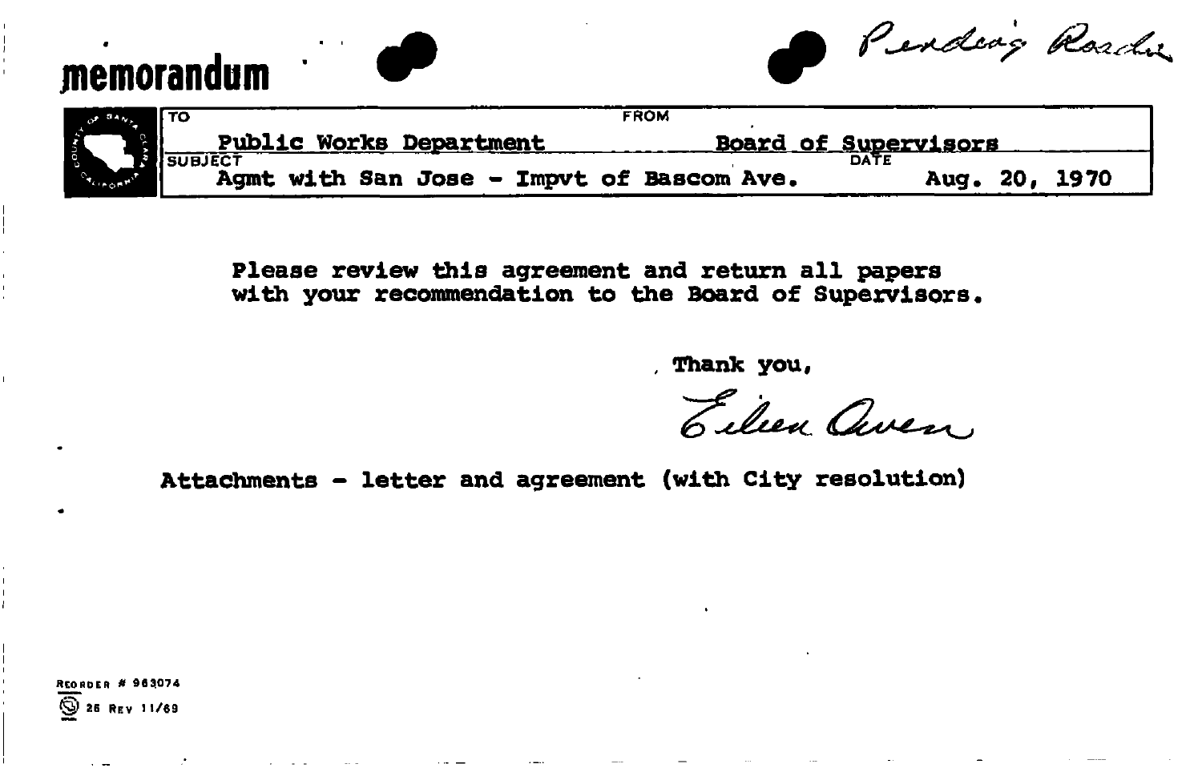# memorandum

Pending Roads

| TO | FROM |
|---|---|
| Public Works Department | Board of Supervisors |
| **SUBJECT** | **DATE** |
| Agmt with San Jose - Impvt of Bascom Ave. | Aug. 20, 1970 |

Please review this agreement and return all papers with your recommendation to the Board of Supervisors.

Thank you,

Eileen Owen

Attachments - letter and agreement (with City resolution)

REORDER # 963074
26 REV 11/69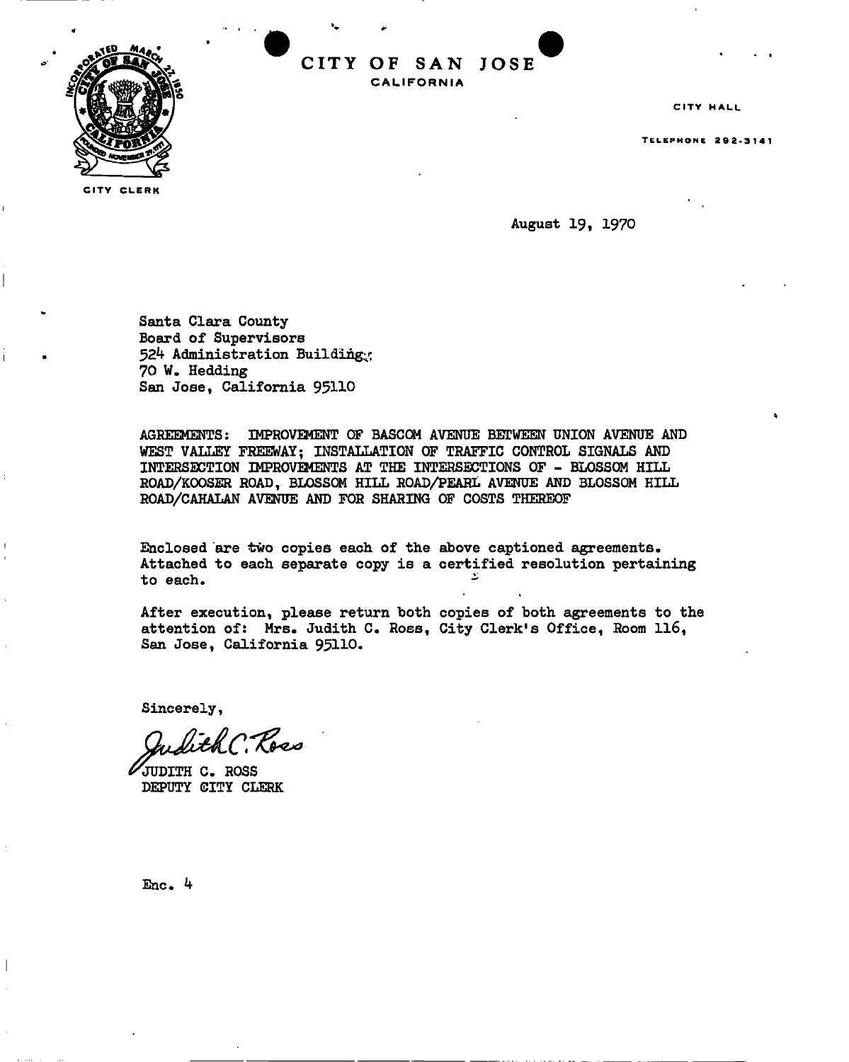CITY CLERK

# CITY OF SAN JOSE
CALIFORNIA

CITY HALL

TELEPHONE 292-3141

August 19, 1970

Santa Clara County  
Board of Supervisors  
524 Administration Building  
70 W. Hedding  
San Jose, California 95110

AGREEMENTS: IMPROVEMENT OF BASCOM AVENUE BETWEEN UNION AVENUE AND WEST VALLEY FREEWAY; INSTALLATION OF TRAFFIC CONTROL SIGNALS AND INTERSECTION IMPROVEMENTS AT THE INTERSECTIONS OF - BLOSSOM HILL ROAD/KOOSER ROAD, BLOSSOM HILL ROAD/PEARL AVENUE AND BLOSSOM HILL ROAD/CAHALAN AVENUE AND FOR SHARING OF COSTS THEREOF

Enclosed are two copies each of the above captioned agreements. Attached to each separate copy is a certified resolution pertaining to each.

After execution, please return both copies of both agreements to the attention of: Mrs. Judith C. Ross, City Clerk's Office, Room 116, San Jose, California 95110.

Sincerely,

Judith C. Ross

JUDITH C. ROSS  
DEPUTY CITY CLERK

Enc. 4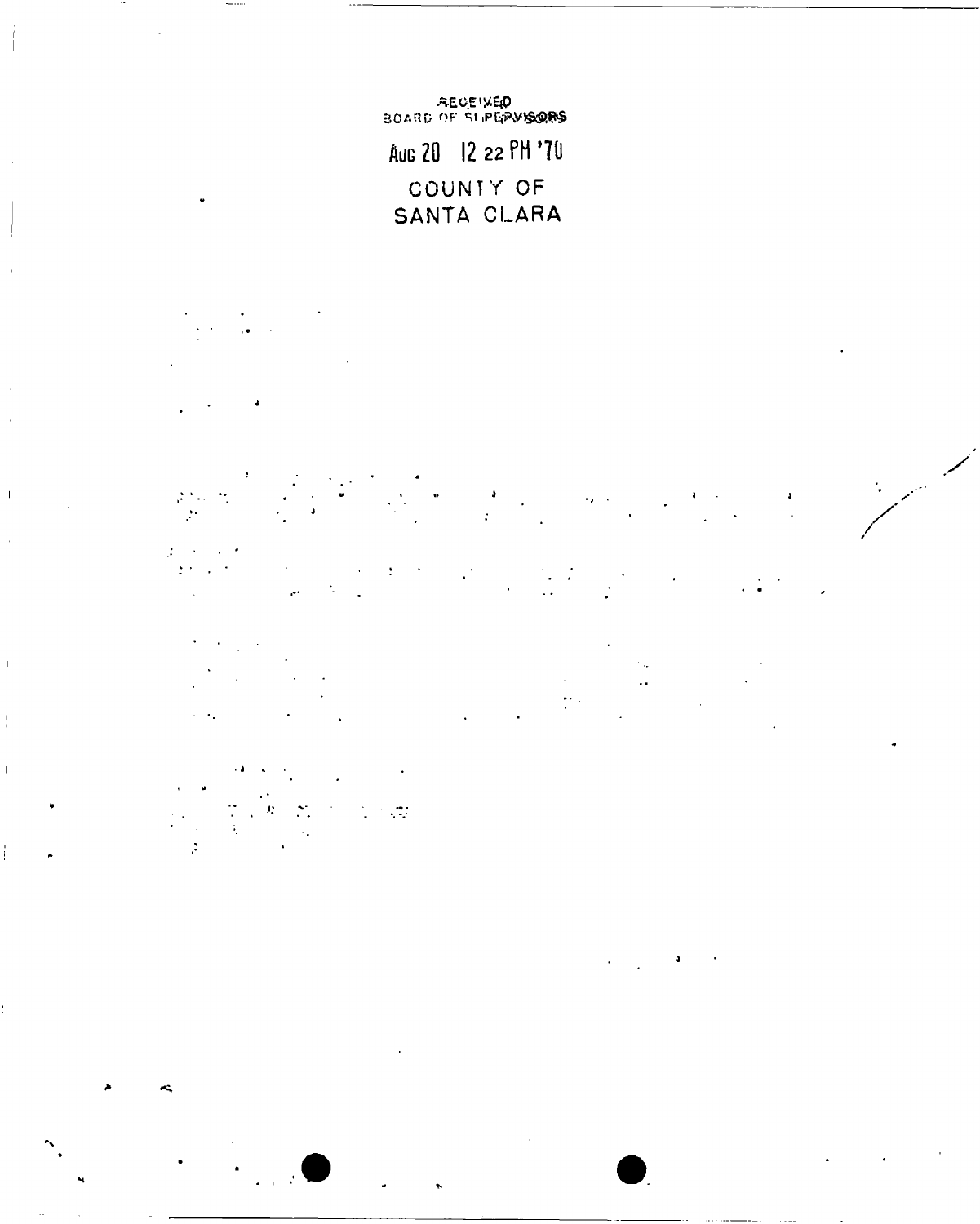RECEIVED
BOARD OF SUPERVISORS

AUG 20 12 22 PM '70

COUNTY OF
SANTA CLARA